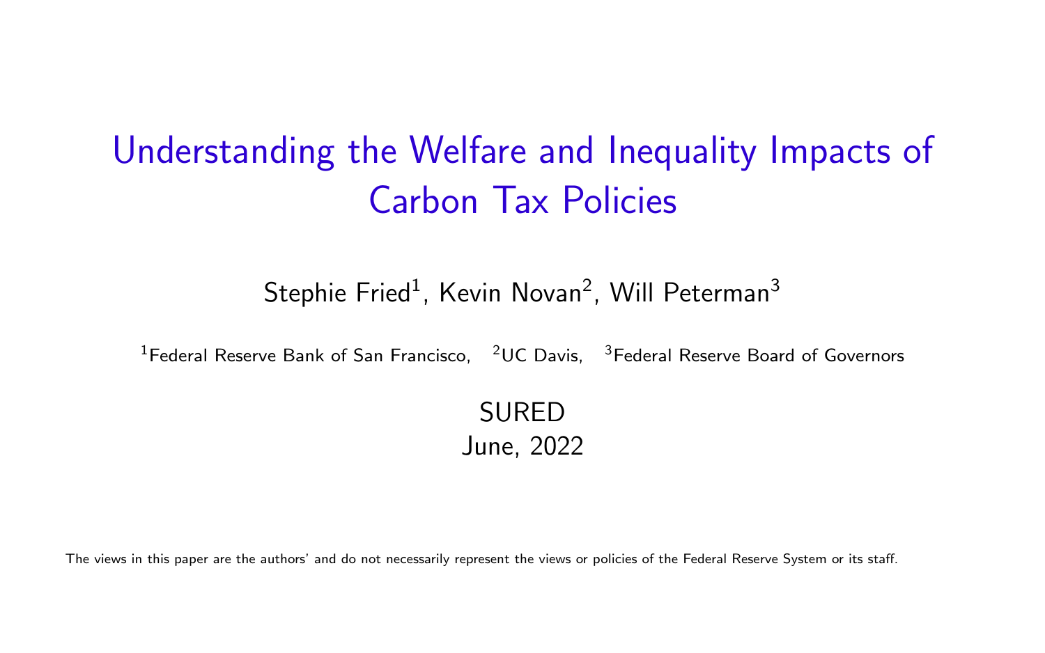# Understanding the Welfare and Inequality Impacts of Carbon Tax Policies

Stephie Fried[1], Kevin Novan[2], Will Peterman[3]

[1]Federal Reserve Bank of San Francisco, [2]UC Davis, [3]Federal Reserve Board of Governors

SURED

June, 2022

The views in this paper are the authors' and do not necessarily represent the views or policies of the Federal Reserve System or its staff.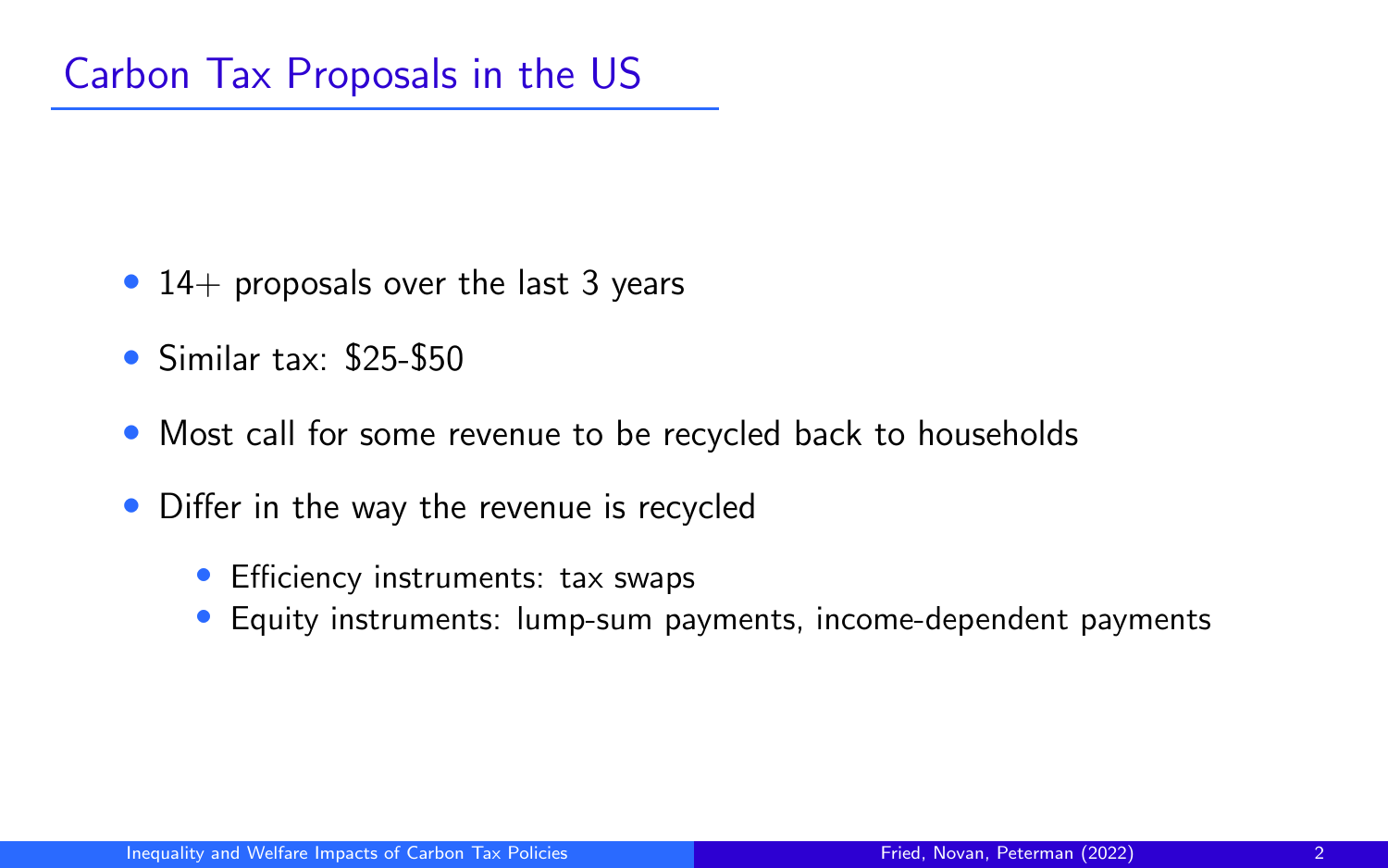# Carbon Tax Proposals in the US

- 14+ proposals over the last 3 years
- Similar tax: $25-$50
- Most call for some revenue to be recycled back to households
- Differ in the way the revenue is recycled
  - Efficiency instruments: tax swaps
  - Equity instruments: lump-sum payments, income-dependent payments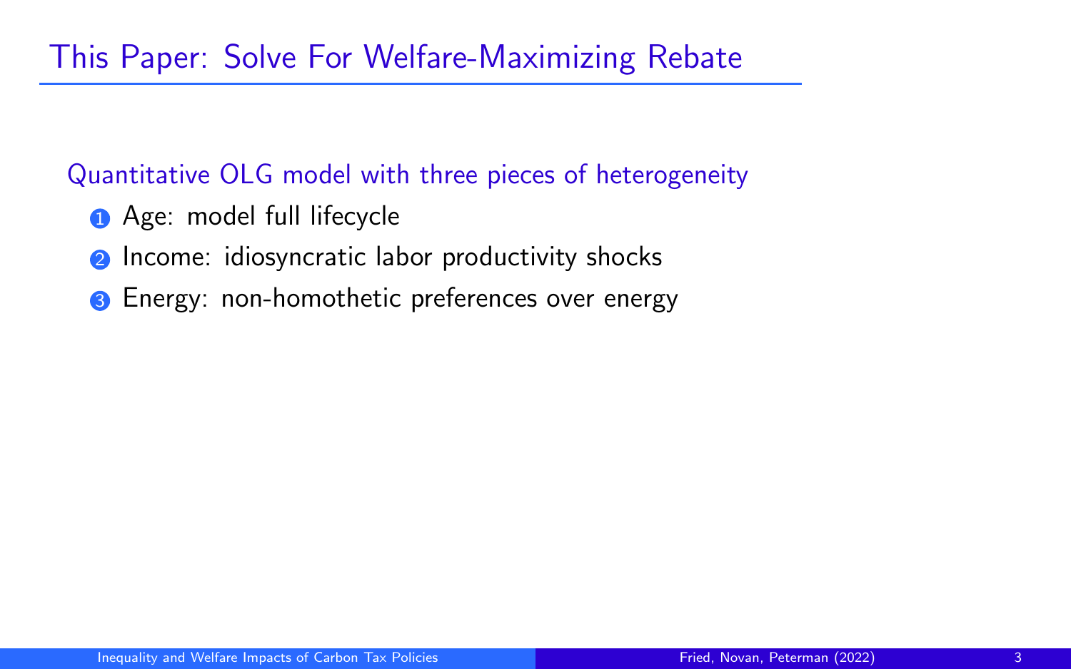# This Paper: Solve For Welfare-Maximizing Rebate

Quantitative OLG model with three pieces of heterogeneity

1. Age: model full lifecycle
2. Income: idiosyncratic labor productivity shocks
3. Energy: non-homothetic preferences over energy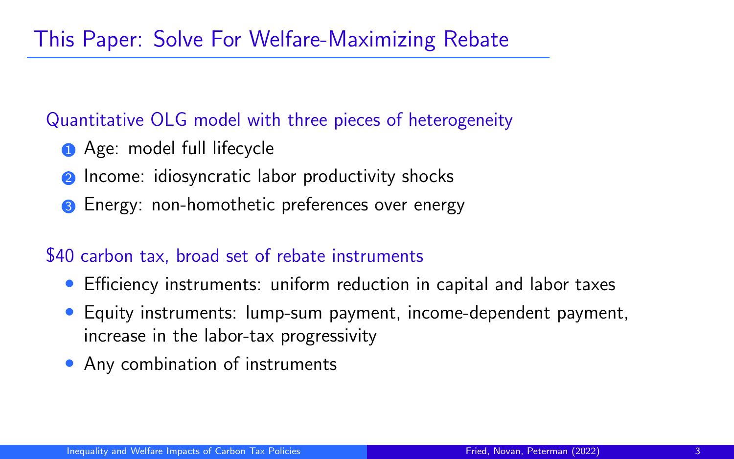# This Paper: Solve For Welfare-Maximizing Rebate

Quantitative OLG model with three pieces of heterogeneity

1. Age: model full lifecycle
2. Income: idiosyncratic labor productivity shocks
3. Energy: non-homothetic preferences over energy

$40 carbon tax, broad set of rebate instruments

- Efficiency instruments: uniform reduction in capital and labor taxes
- Equity instruments: lump-sum payment, income-dependent payment, increase in the labor-tax progressivity
- Any combination of instruments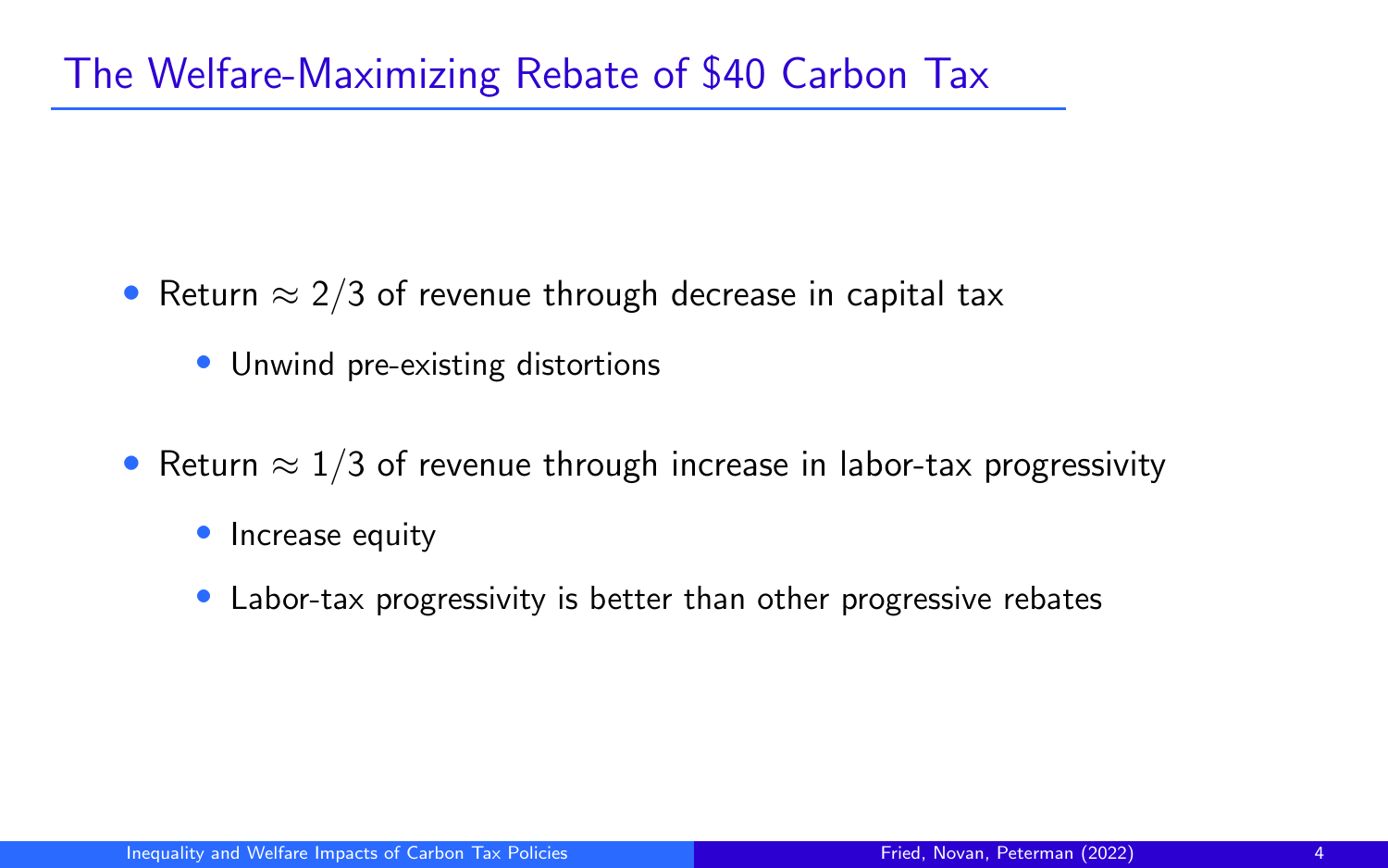# The Welfare-Maximizing Rebate of $40 Carbon Tax

- Return $\approx 2/3$ of revenue through decrease in capital tax
  - Unwind pre-existing distortions
- Return $\approx 1/3$ of revenue through increase in labor-tax progressivity
  - Increase equity
  - Labor-tax progressivity is better than other progressive rebates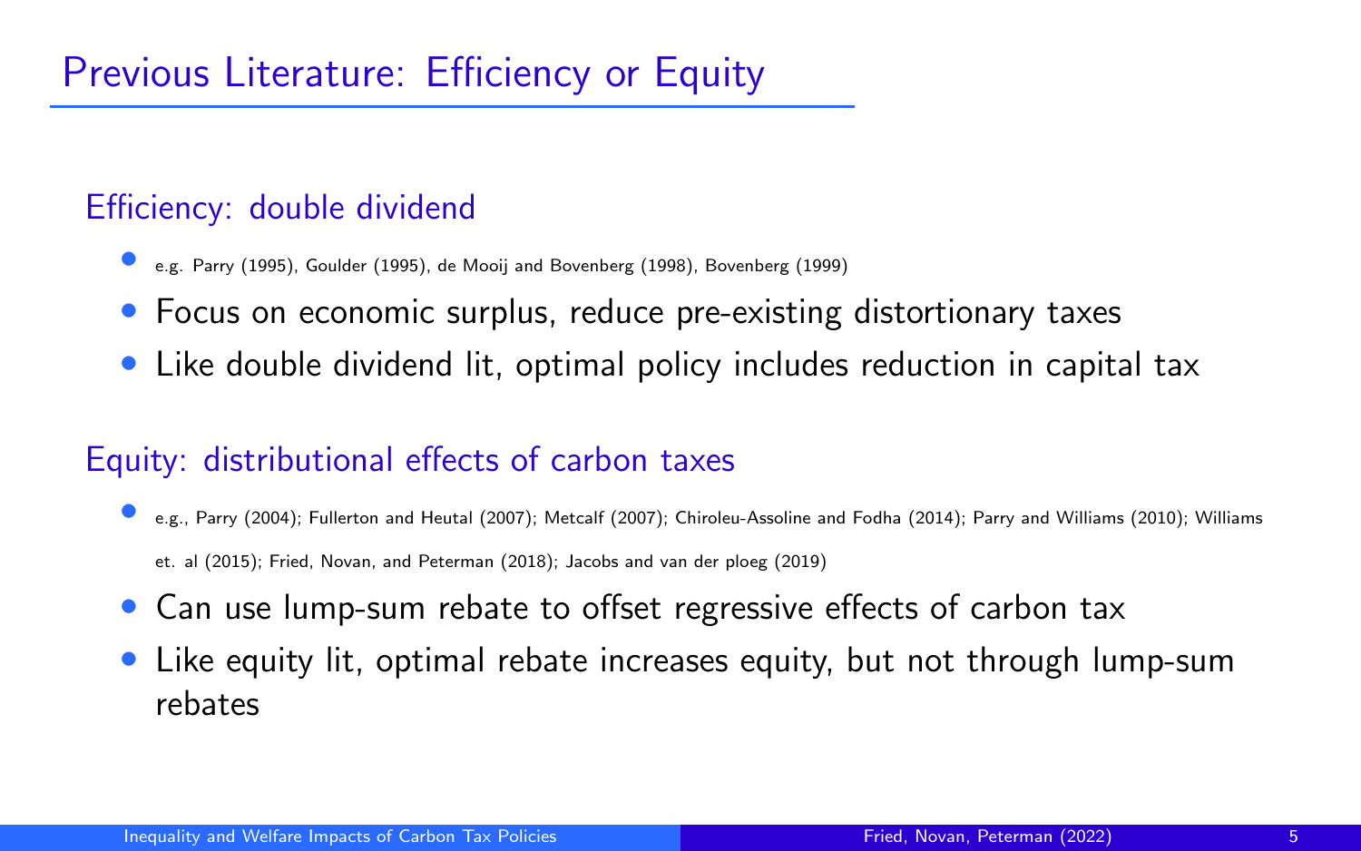# Previous Literature: Efficiency or Equity

## Efficiency: double dividend

- e.g. Parry (1995), Goulder (1995), de Mooij and Bovenberg (1998), Bovenberg (1999)
- Focus on economic surplus, reduce pre-existing distortionary taxes
- Like double dividend lit, optimal policy includes reduction in capital tax

## Equity: distributional effects of carbon taxes

- e.g., Parry (2004); Fullerton and Heutal (2007); Metcalf (2007); Chiroleu-Assoline and Fodha (2014); Parry and Williams (2010); Williams et. al (2015); Fried, Novan, and Peterman (2018); Jacobs and van der ploeg (2019)
- Can use lump-sum rebate to offset regressive effects of carbon tax
- Like equity lit, optimal rebate increases equity, but not through lump-sum rebates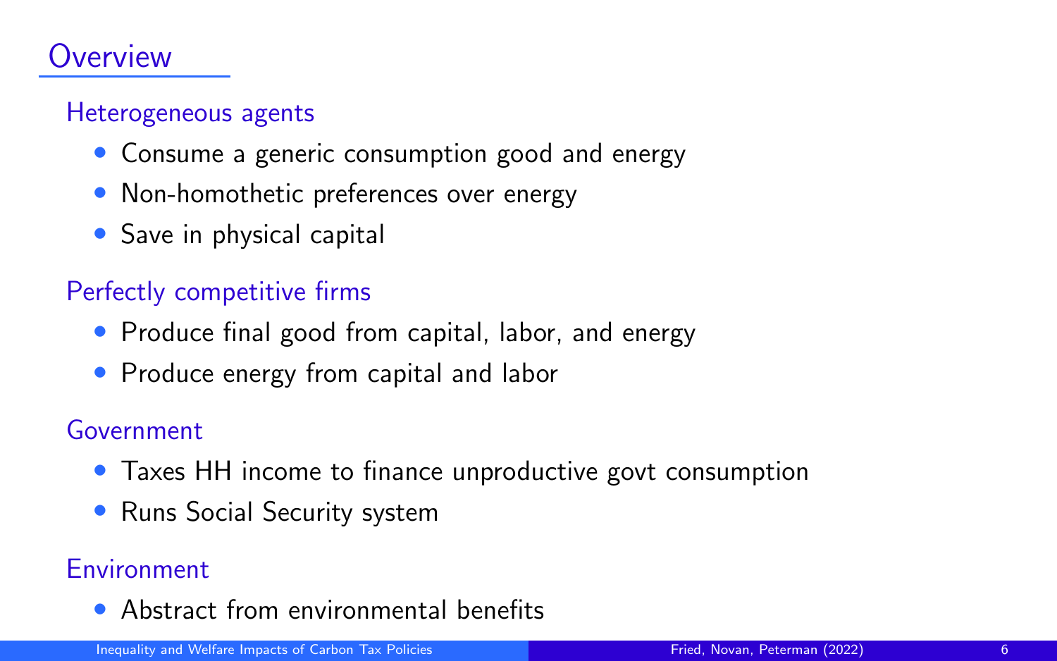# Overview

### Heterogeneous agents

- Consume a generic consumption good and energy
- Non-homothetic preferences over energy
- Save in physical capital

### Perfectly competitive firms

- Produce final good from capital, labor, and energy
- Produce energy from capital and labor

### Government

- Taxes HH income to finance unproductive govt consumption
- Runs Social Security system

### Environment

- Abstract from environmental benefits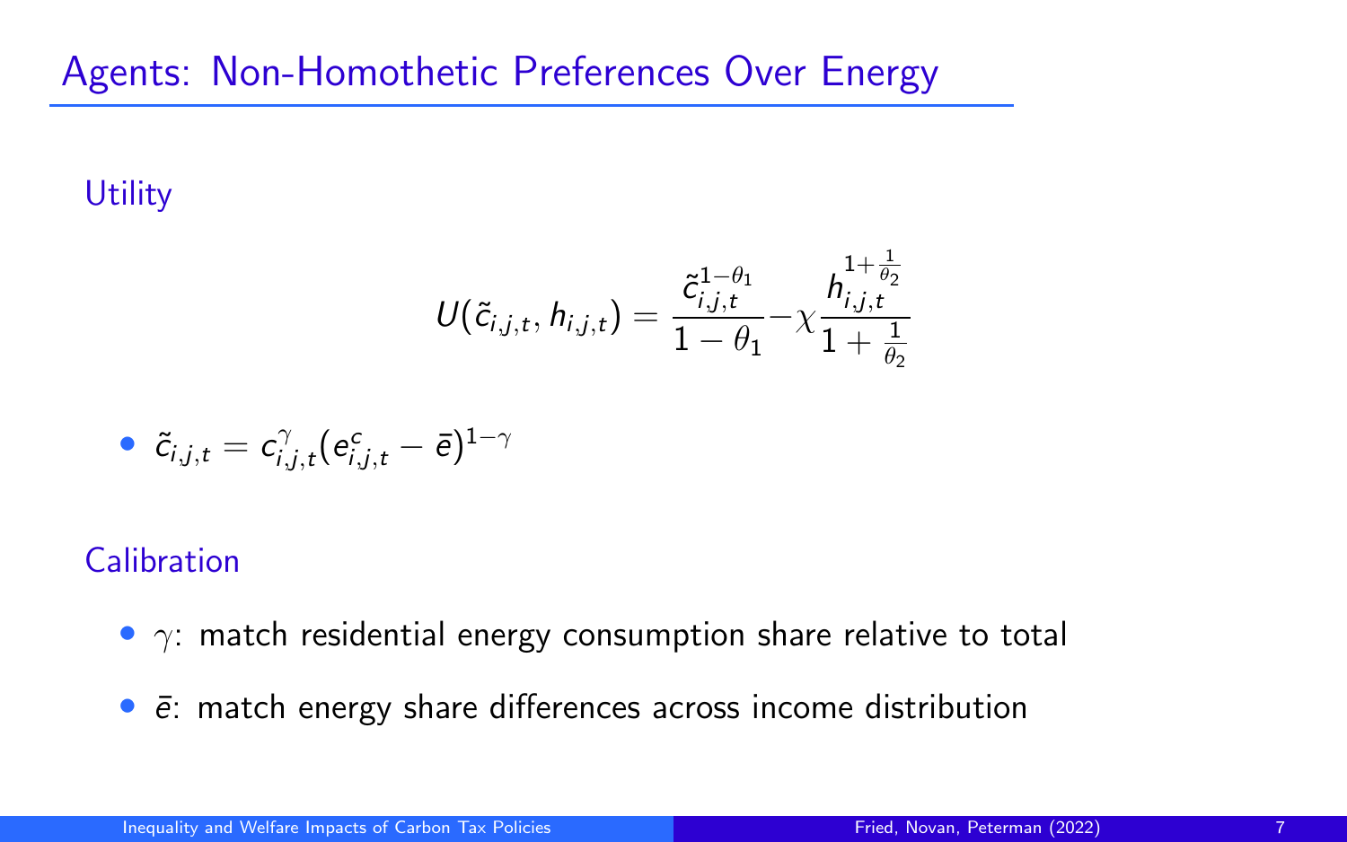# Agents: Non-Homothetic Preferences Over Energy

## Utility

$$U(\tilde{c}_{i,j,t}, h_{i,j,t}) = \frac{\tilde{c}_{i,j,t}^{1-\theta_1}}{1-\theta_1} - \chi \frac{h_{i,j,t}^{1+\frac{1}{\theta_2}}}{1+\frac{1}{\theta_2}}$$

- $\tilde{c}_{i,j,t} = c_{i,j,t}^{\gamma}(e_{i,j,t}^{c} - \bar{e})^{1-\gamma}$

## Calibration

- $\gamma$: match residential energy consumption share relative to total
- $\bar{e}$: match energy share differences across income distribution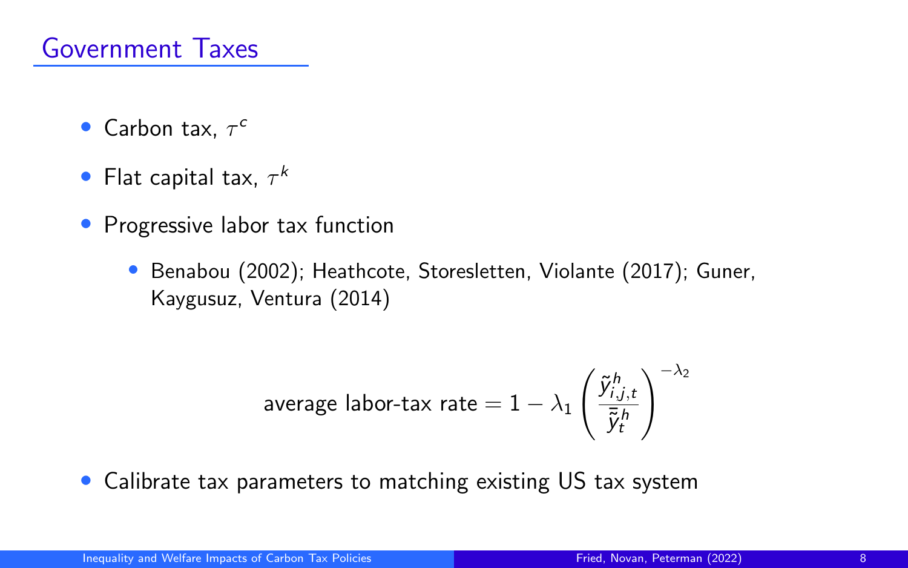# Government Taxes

- Carbon tax, $\tau^c$
- Flat capital tax, $\tau^k$
- Progressive labor tax function
  - Benabou (2002); Heathcote, Storesletten, Violante (2017); Guner, Kaygusuz, Ventura (2014)

$$\text{average labor-tax rate} = 1 - \lambda_1 \left( \frac{\tilde{y}^h_{i,j,t}}{\bar{\tilde{y}}^h_t} \right)^{-\lambda_2}$$

- Calibrate tax parameters to matching existing US tax system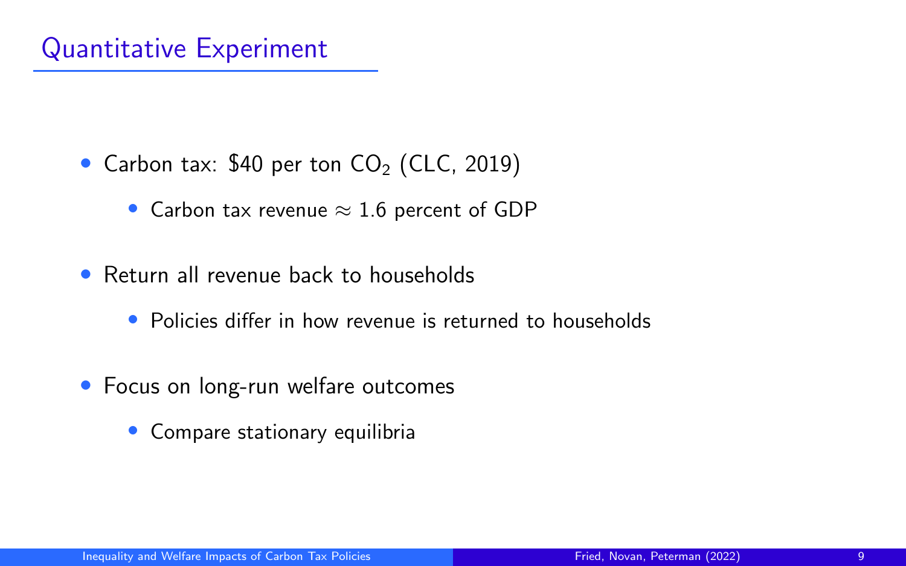# Quantitative Experiment

- Carbon tax: $40 per ton $CO_2$ (CLC, 2019)
  - Carbon tax revenue $\approx$ 1.6 percent of GDP
- Return all revenue back to households
  - Policies differ in how revenue is returned to households
- Focus on long-run welfare outcomes
  - Compare stationary equilibria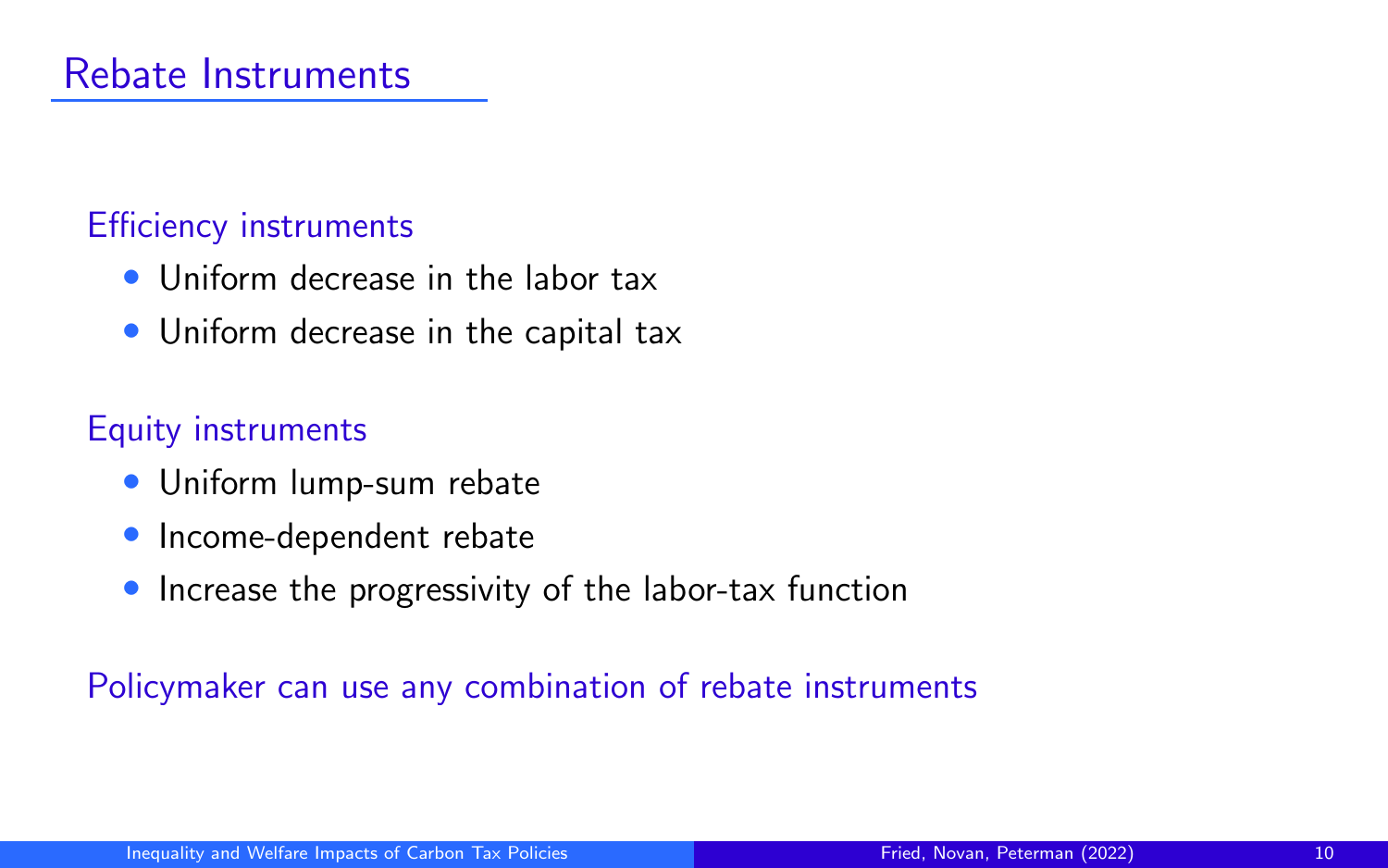# Rebate Instruments

## Efficiency instruments

- Uniform decrease in the labor tax
- Uniform decrease in the capital tax

## Equity instruments

- Uniform lump-sum rebate
- Income-dependent rebate
- Increase the progressivity of the labor-tax function

Policymaker can use any combination of rebate instruments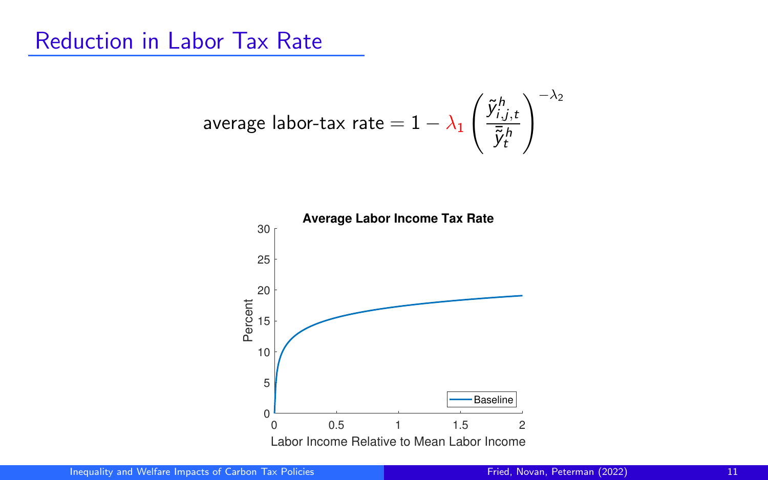# Reduction in Labor Tax Rate

$$\text{average labor-tax rate} = 1 - \lambda_1 \left( \frac{\tilde{y}^h_{i,j,t}}{\bar{\tilde{y}}^h_t} \right)^{-\lambda_2}$$

**Average Labor Income Tax Rate**

Percent

Labor Income Relative to Mean Labor Income

Baseline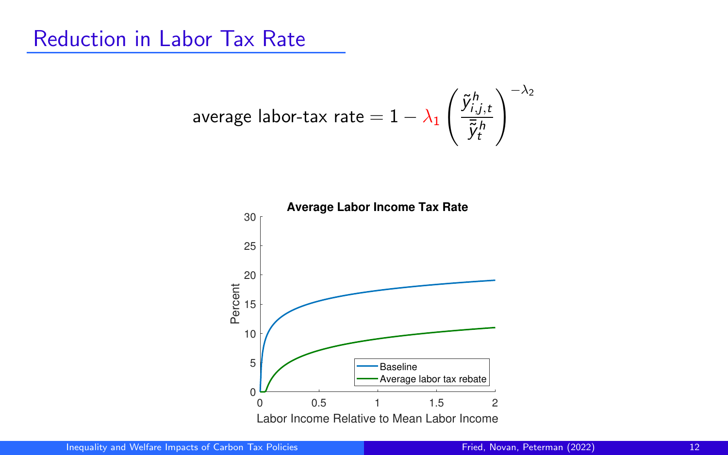# Reduction in Labor Tax Rate

$$\text{average labor-tax rate} = 1 - \lambda_1 \left( \frac{\tilde{y}^h_{i,j,t}}{\bar{\tilde{y}}^h_t} \right)^{-\lambda_2}$$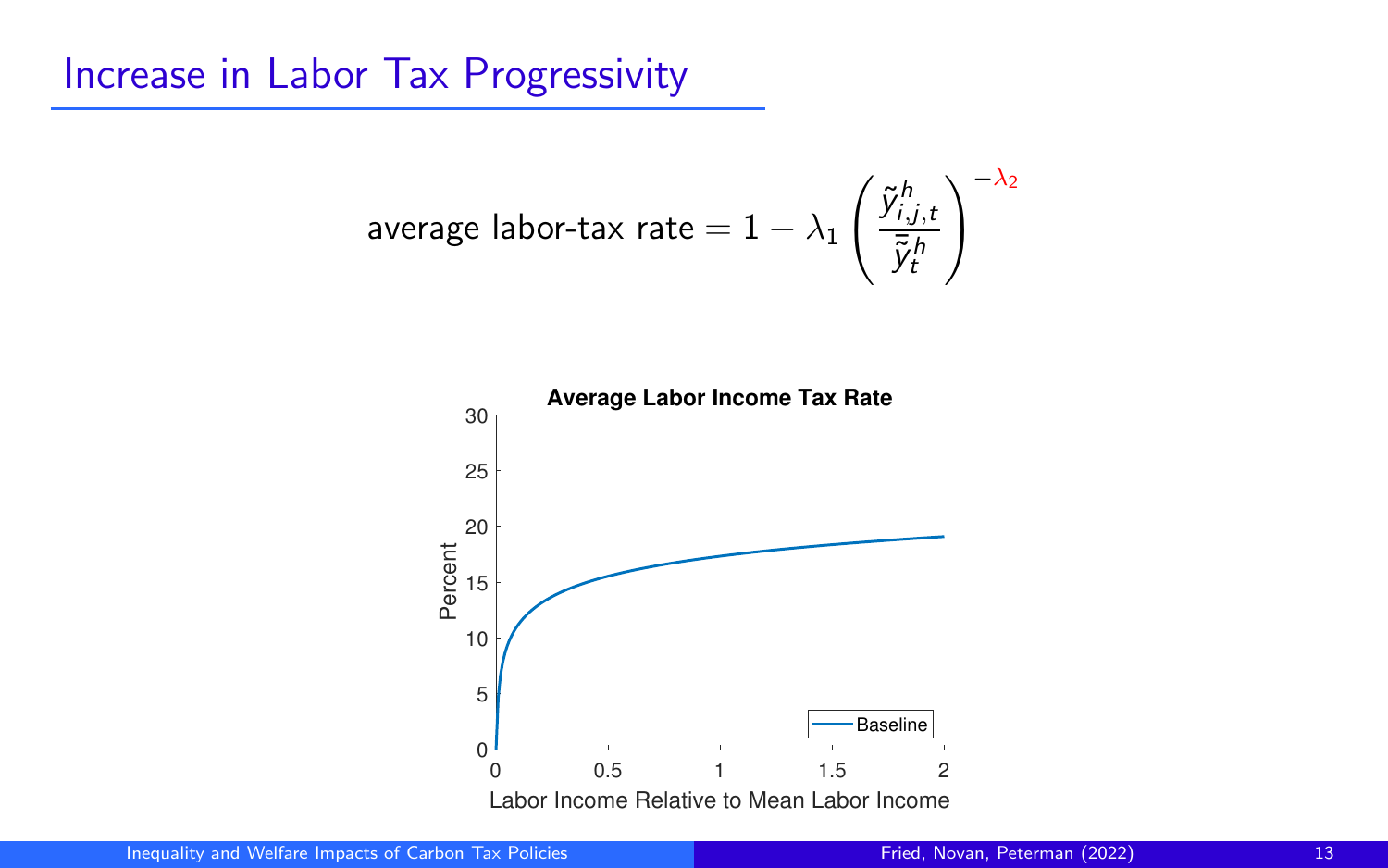# Increase in Labor Tax Progressivity

$$\text{average labor-tax rate} = 1 - \lambda_1 \left( \frac{\tilde{y}^h_{i,j,t}}{\bar{\tilde{y}}^h_t} \right)^{-\lambda_2}$$

**Average Labor Income Tax Rate**

Percent

Labor Income Relative to Mean Labor Income

Baseline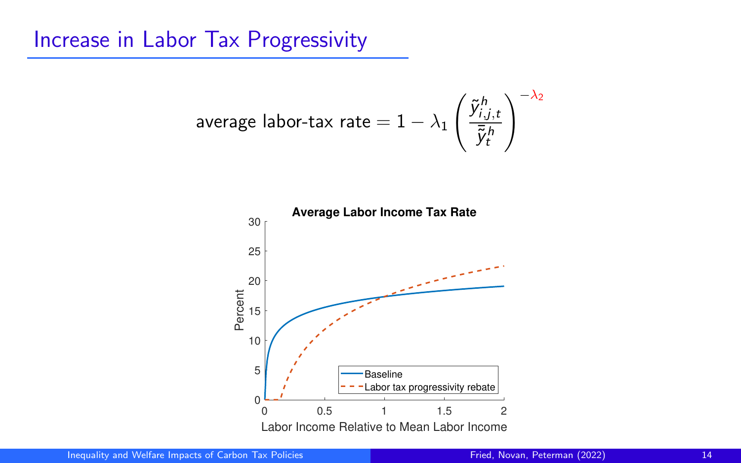# Increase in Labor Tax Progressivity

$$\text{average labor-tax rate} = 1 - \lambda_1 \left( \frac{\tilde{y}^h_{i,j,t}}{\bar{\tilde{y}}^h_t} \right)^{-\lambda_2}$$

**Average Labor Income Tax Rate**

Percent

Labor Income Relative to Mean Labor Income

Baseline

Labor tax progressivity rebate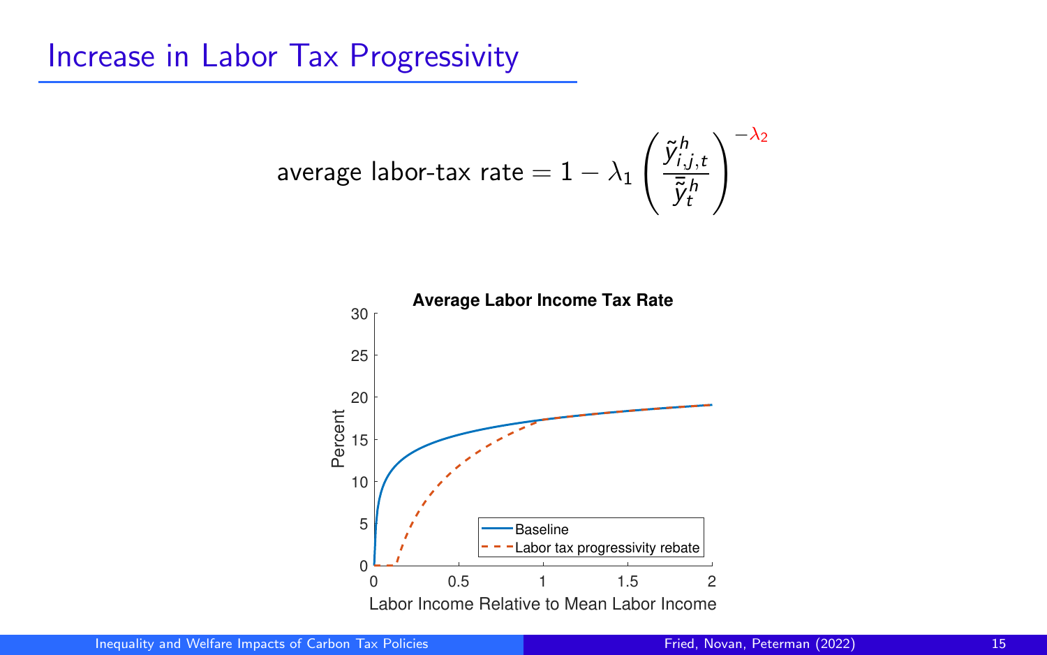# Increase in Labor Tax Progressivity

$$\text{average labor-tax rate} = 1 - \lambda_1 \left( \frac{\tilde{y}^h_{i,j,t}}{\bar{\tilde{y}}^h_t} \right)^{-\lambda_2}$$

**Average Labor Income Tax Rate**

Percent

Labor Income Relative to Mean Labor Income

Baseline

Labor tax progressivity rebate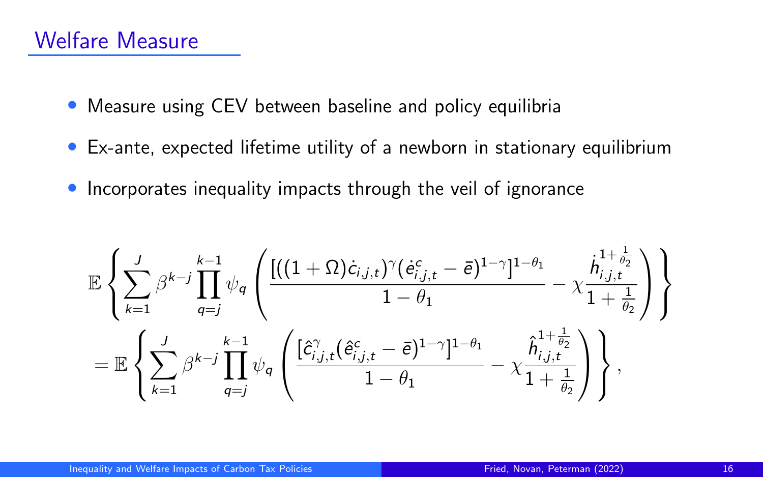## Welfare Measure

- Measure using CEV between baseline and policy equilibria
- Ex-ante, expected lifetime utility of a newborn in stationary equilibrium
- Incorporates inequality impacts through the veil of ignorance

$$
\mathbb{E}\left\{\sum_{k=1}^{J}\beta^{k-j}\prod_{q=j}^{k-1}\psi_q\left(\frac{[((1+\Omega)\dot{c}_{i,j,t})^{\gamma}(\dot{e}^{c}_{i,j,t}-\bar{e})^{1-\gamma}]^{1-\theta_1}}{1-\theta_1}-\chi\frac{\dot{h}_{i,j,t}^{1+\frac{1}{\theta_2}}}{1+\frac{1}{\theta_2}}\right)\right\}
$$

$$
=\mathbb{E}\left\{\sum_{k=1}^{J}\beta^{k-j}\prod_{q=j}^{k-1}\psi_q\left(\frac{[\hat{c}^{\gamma}_{i,j,t}(\hat{e}^{c}_{i,j,t}-\bar{e})^{1-\gamma}]^{1-\theta_1}}{1-\theta_1}-\chi\frac{\hat{h}_{i,j,t}^{1+\frac{1}{\theta_2}}}{1+\frac{1}{\theta_2}}\right)\right\},
$$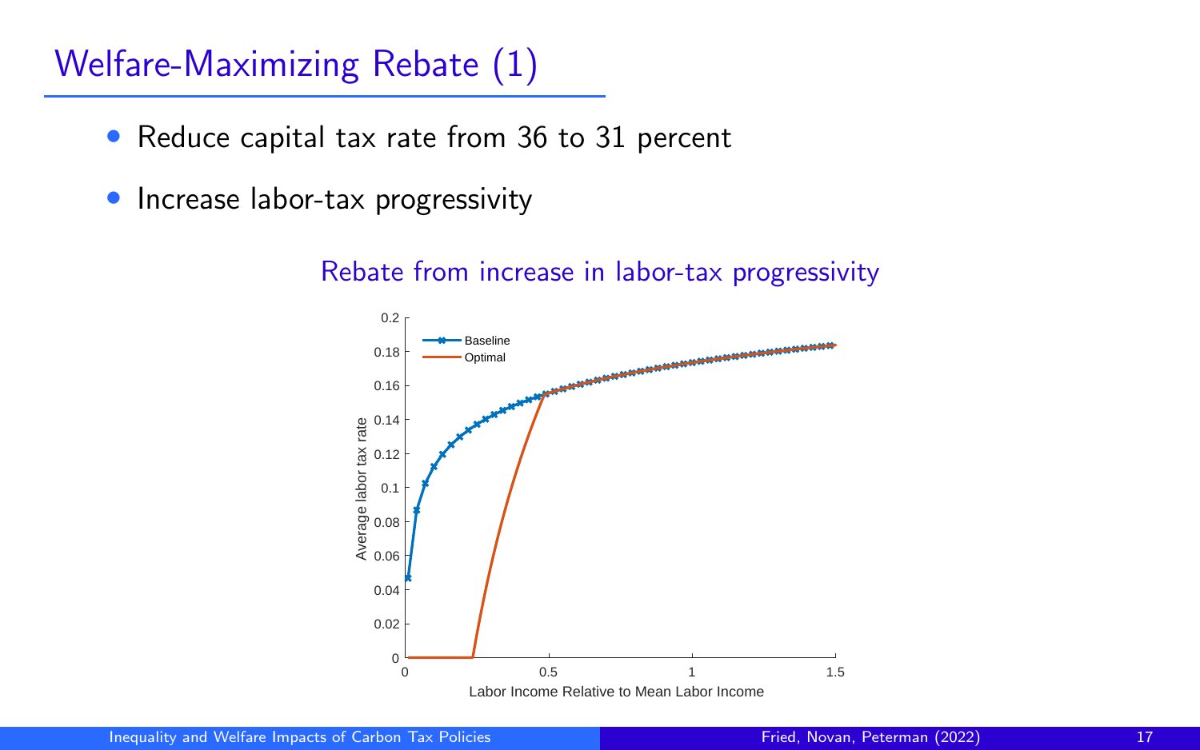# Welfare-Maximizing Rebate (1)

- Reduce capital tax rate from 36 to 31 percent
- Increase labor-tax progressivity

Rebate from increase in labor-tax progressivity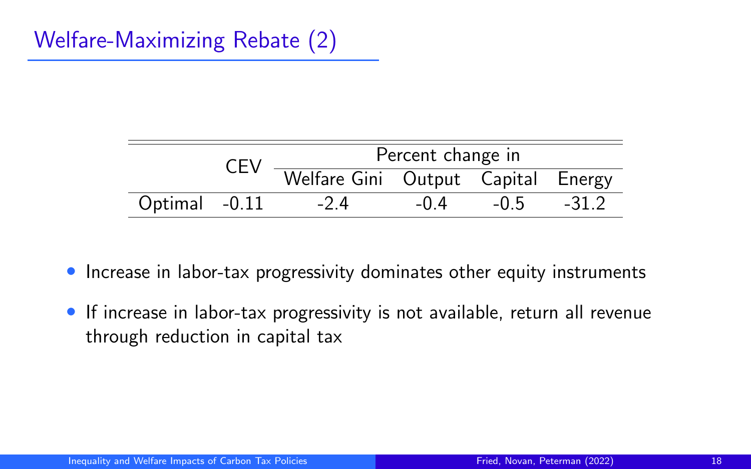# Welfare-Maximizing Rebate (2)

| | CEV | Percent change in | | | |
|---|---|---|---|---|---|
| | | Welfare Gini | Output | Capital | Energy |
| Optimal | -0.11 | -2.4 | -0.4 | -0.5 | -31.2 |

- Increase in labor-tax progressivity dominates other equity instruments
- If increase in labor-tax progressivity is not available, return all revenue through reduction in capital tax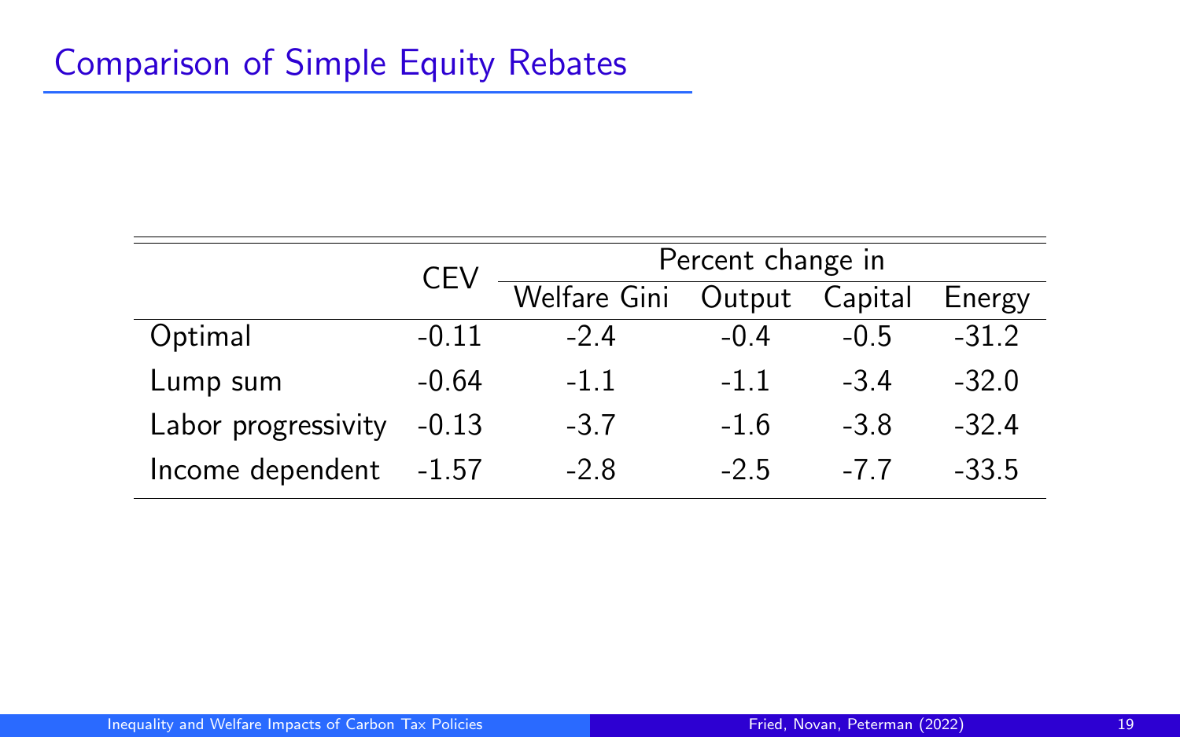## Comparison of Simple Equity Rebates

| | CEV | Percent change in | | | |
|---|---|---|---|---|---|
| | | Welfare Gini | Output | Capital | Energy |
| Optimal | -0.11 | -2.4 | -0.4 | -0.5 | -31.2 |
| Lump sum | -0.64 | -1.1 | -1.1 | -3.4 | -32.0 |
| Labor progressivity | -0.13 | -3.7 | -1.6 | -3.8 | -32.4 |
| Income dependent | -1.57 | -2.8 | -2.5 | -7.7 | -33.5 |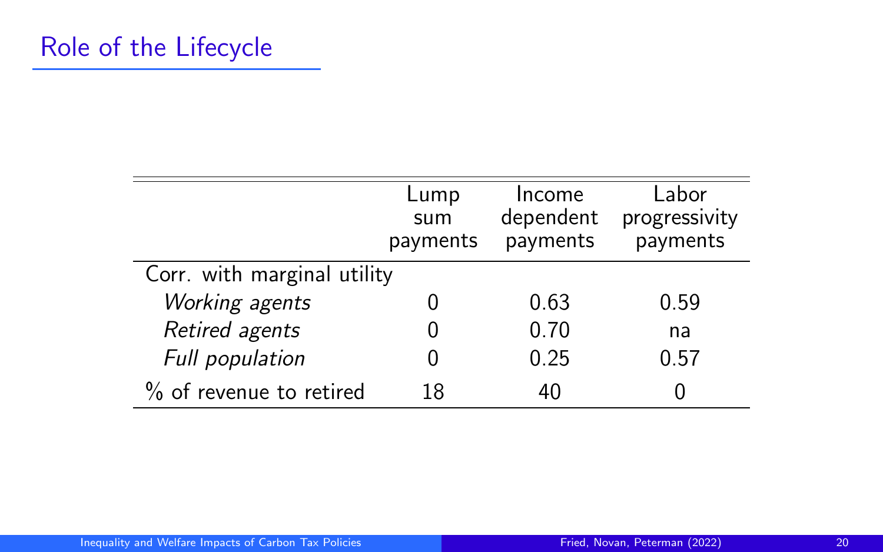# Role of the Lifecycle

| | Lump sum payments | Income dependent payments | Labor progressivity payments |
|---|---|---|---|
| Corr. with marginal utility | | | |
| *Working agents* | 0 | 0.63 | 0.59 |
| *Retired agents* | 0 | 0.70 | na |
| *Full population* | 0 | 0.25 | 0.57 |
| % of revenue to retired | 18 | 40 | 0 |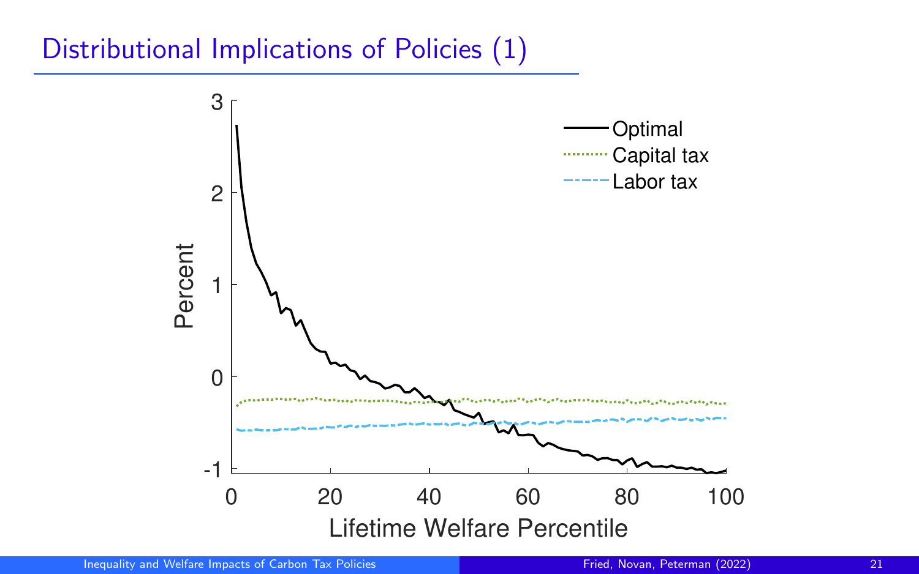# Distributional Implications of Policies (1)

Percent

Lifetime Welfare Percentile

Optimal
Capital tax
Labor tax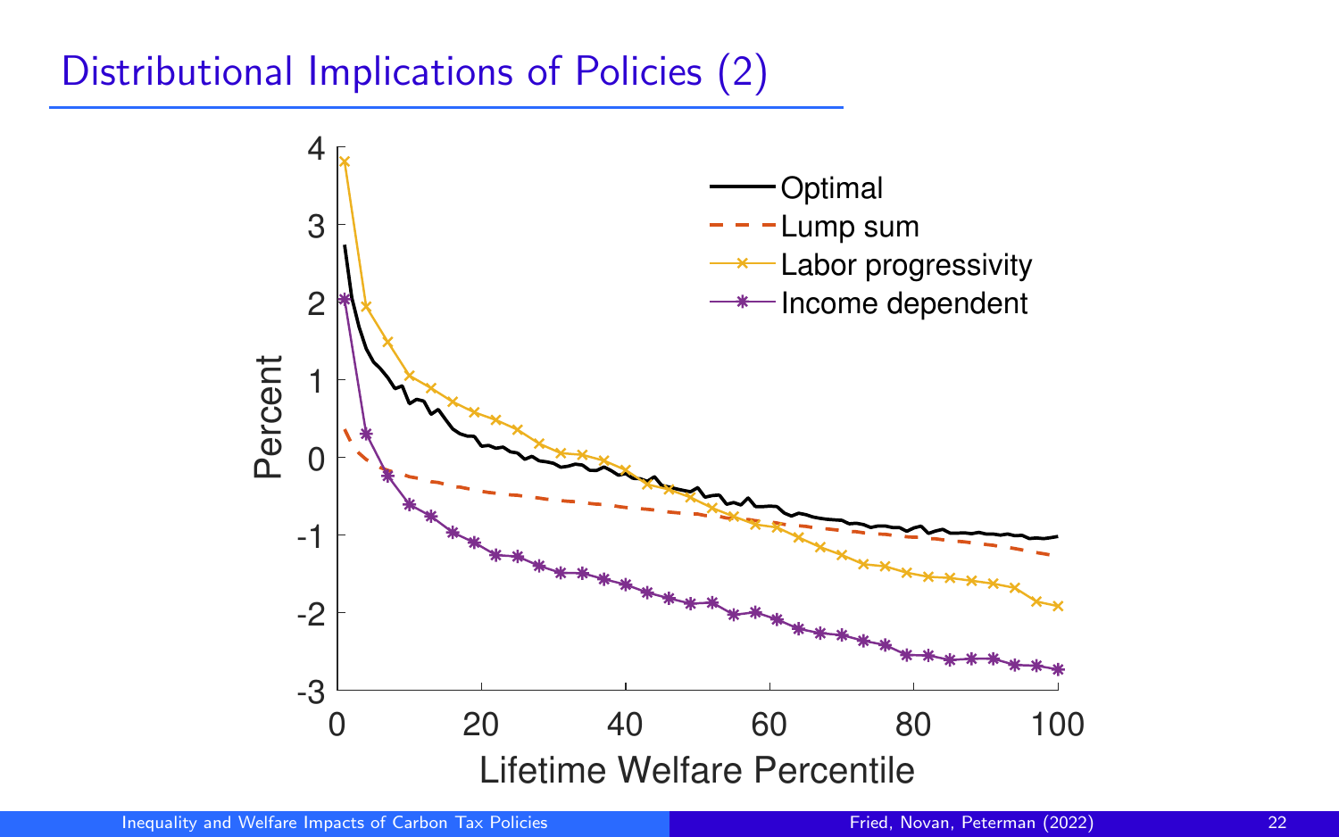# Distributional Implications of Policies (2)

Percent

Lifetime Welfare Percentile

- Optimal
- Lump sum
- Labor progressivity
- Income dependent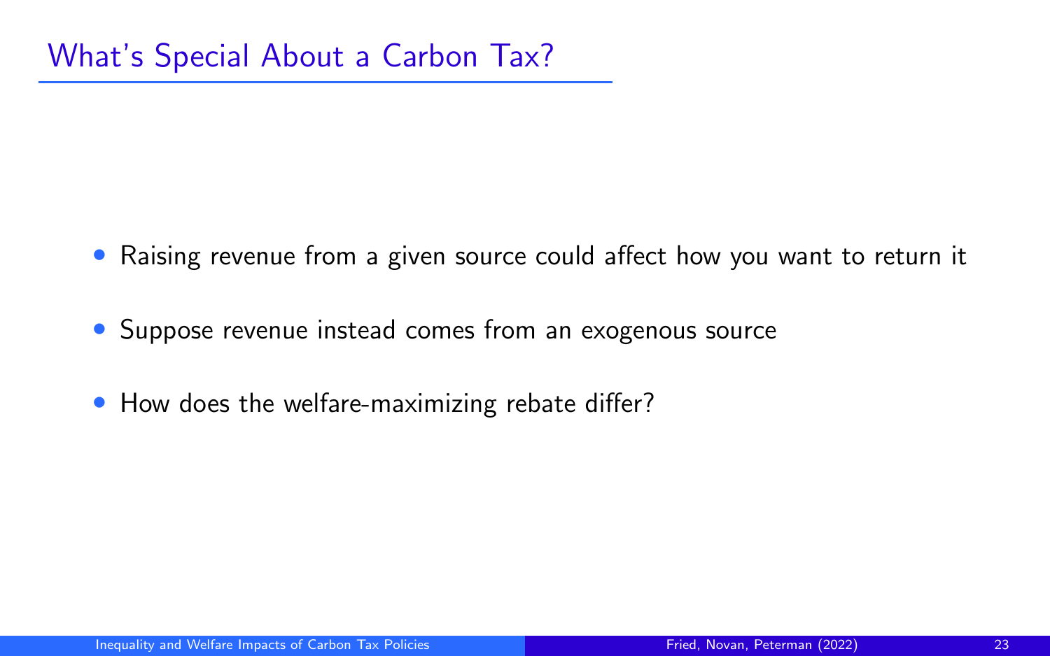# What's Special About a Carbon Tax?

- Raising revenue from a given source could affect how you want to return it
- Suppose revenue instead comes from an exogenous source
- How does the welfare-maximizing rebate differ?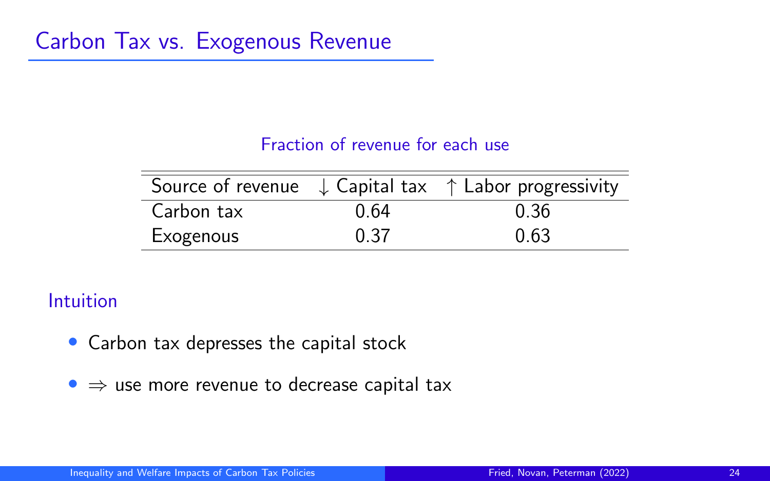# Carbon Tax vs. Exogenous Revenue

Fraction of revenue for each use

| Source of revenue | $\downarrow$ Capital tax | $\uparrow$ Labor progressivity |
|---|---|---|
| Carbon tax | 0.64 | 0.36 |
| Exogenous | 0.37 | 0.63 |

## Intuition

- Carbon tax depresses the capital stock
- $\Rightarrow$ use more revenue to decrease capital tax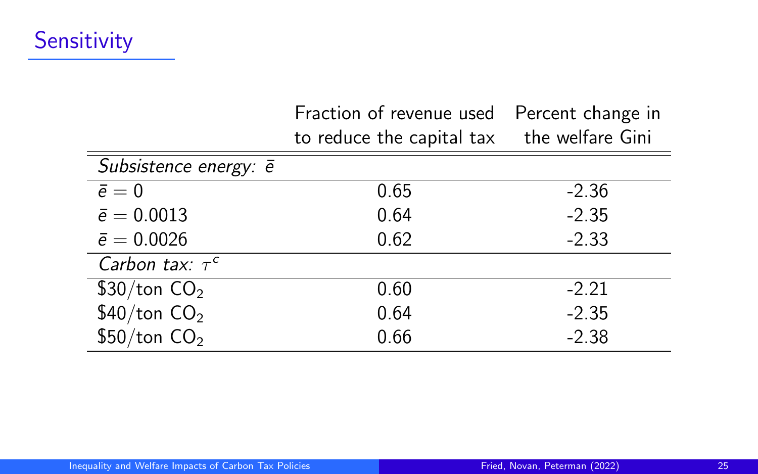## Sensitivity

| | Fraction of revenue used to reduce the capital tax | Percent change in the welfare Gini |
|---|---|---|
| *Subsistence energy: $\bar{e}$* | | |
| $\bar{e} = 0$ | 0.65 | -2.36 |
| $\bar{e} = 0.0013$ | 0.64 | -2.35 |
| $\bar{e} = 0.0026$ | 0.62 | -2.33 |
| *Carbon tax: $\tau^c$* | | |
| \$30/ton $CO_2$ | 0.60 | -2.21 |
| \$40/ton $CO_2$ | 0.64 | -2.35 |
| \$50/ton $CO_2$ | 0.66 | -2.38 |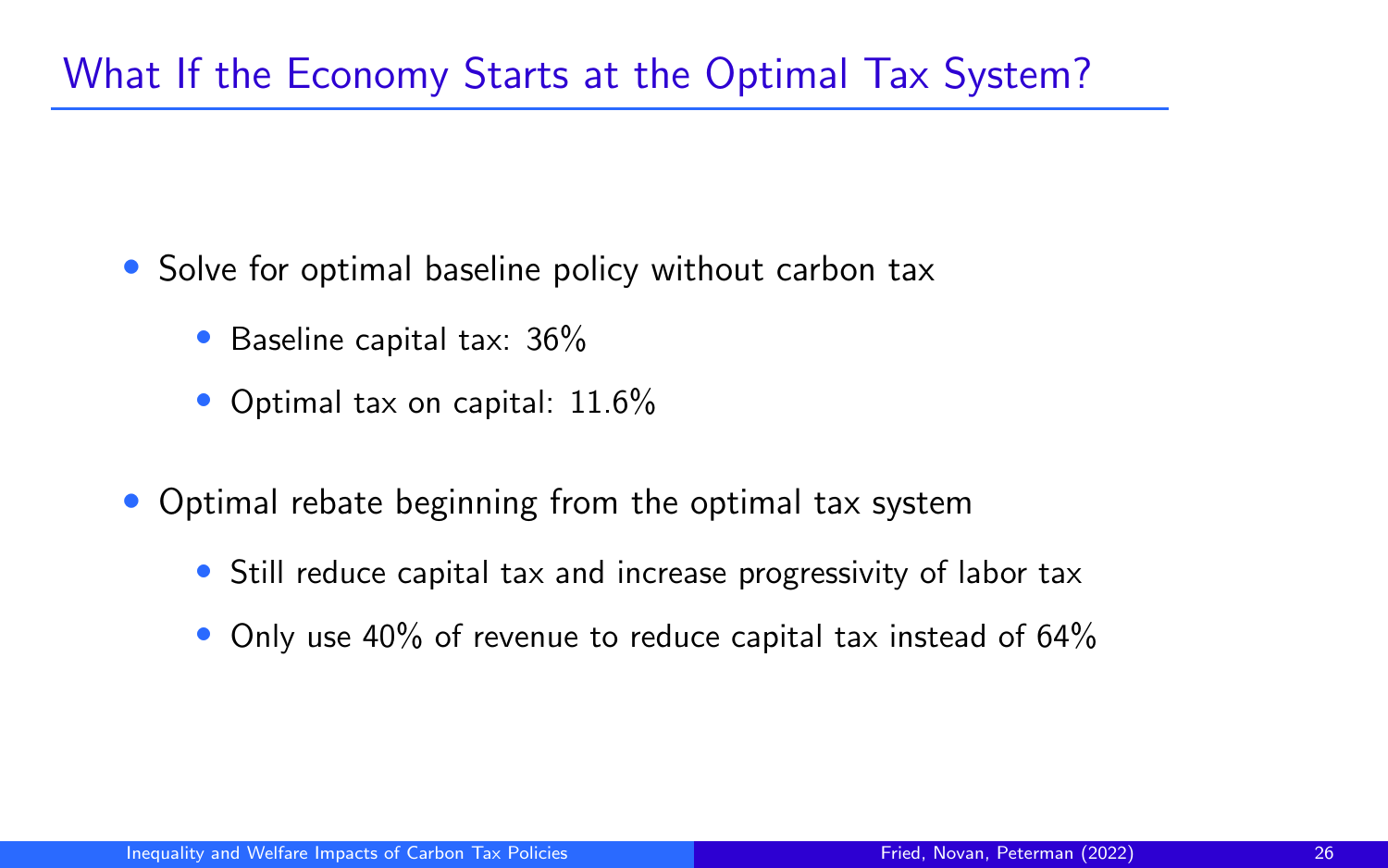## What If the Economy Starts at the Optimal Tax System?

- Solve for optimal baseline policy without carbon tax
  - Baseline capital tax: 36%
  - Optimal tax on capital: 11.6%
- Optimal rebate beginning from the optimal tax system
  - Still reduce capital tax and increase progressivity of labor tax
  - Only use 40% of revenue to reduce capital tax instead of 64%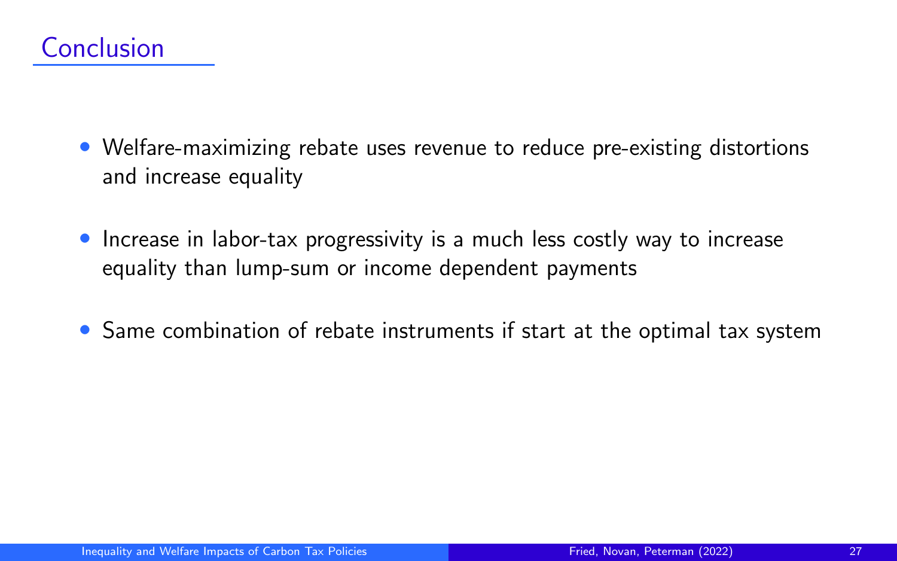# Conclusion

- Welfare-maximizing rebate uses revenue to reduce pre-existing distortions and increase equality
- Increase in labor-tax progressivity is a much less costly way to increase equality than lump-sum or income dependent payments
- Same combination of rebate instruments if start at the optimal tax system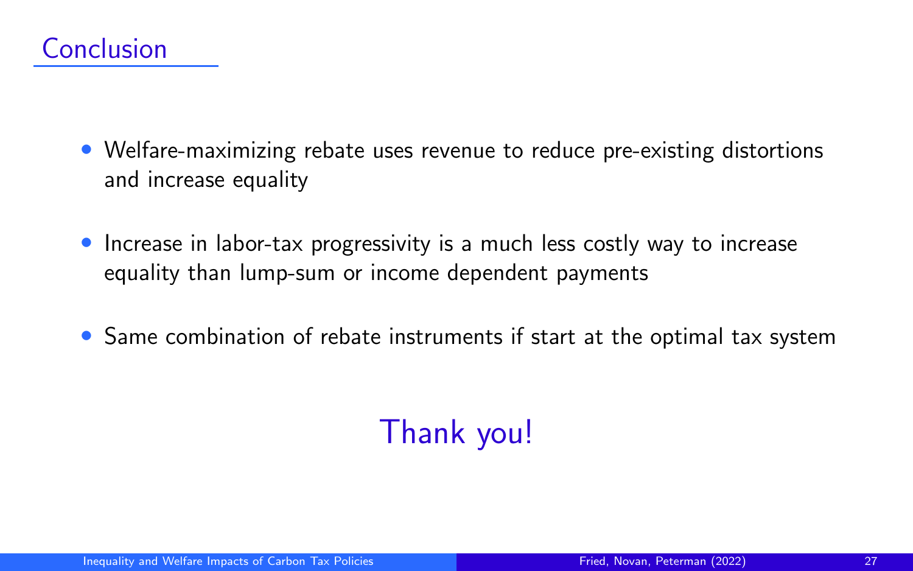## Conclusion

- Welfare-maximizing rebate uses revenue to reduce pre-existing distortions and increase equality
- Increase in labor-tax progressivity is a much less costly way to increase equality than lump-sum or income dependent payments
- Same combination of rebate instruments if start at the optimal tax system

Thank you!